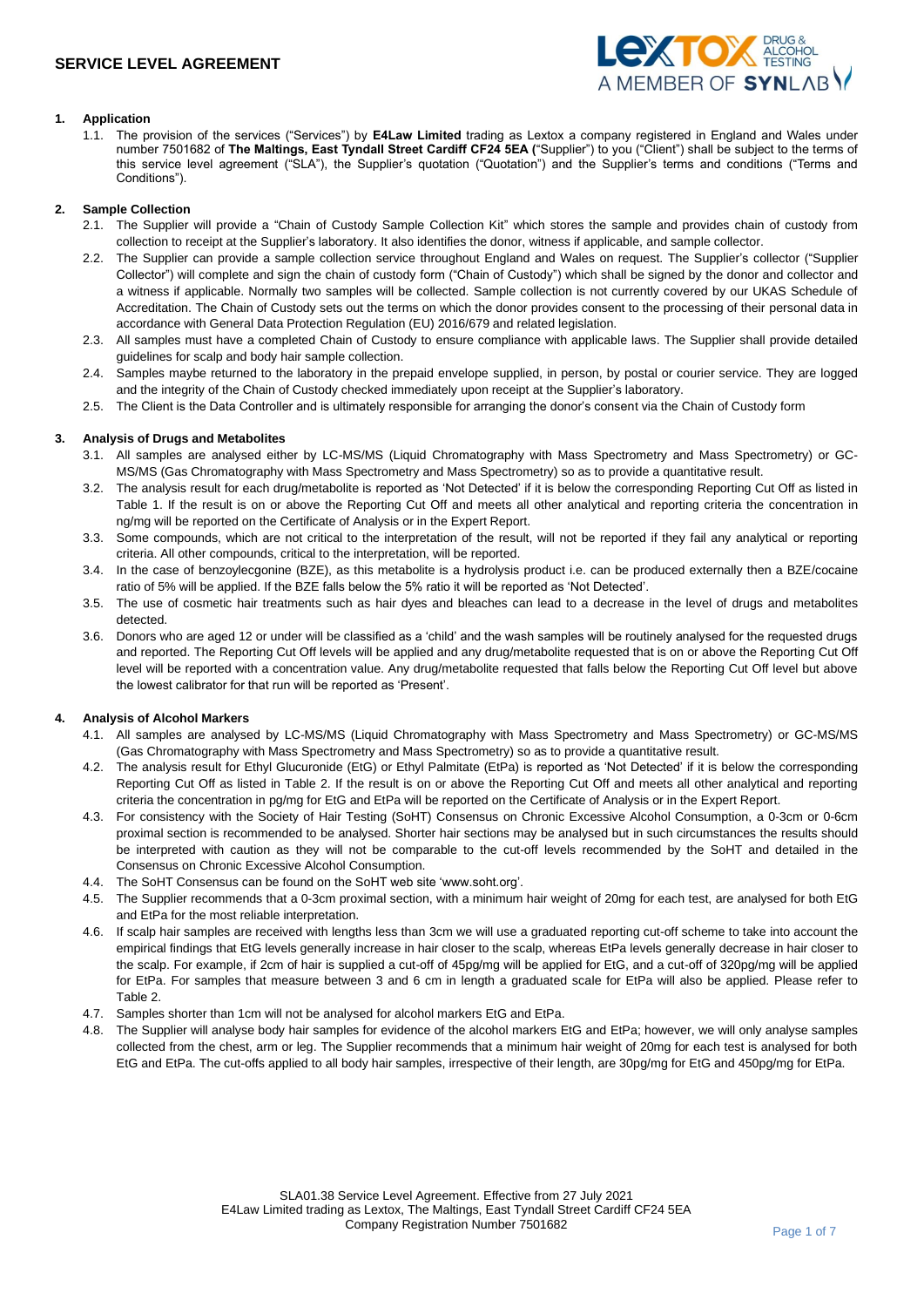# SERVICE LEVEL AGREEMENT

## 1. Application

1.1. The provision of the services ("Services") by **E4Law Limited** trading as Lextox a company registered in England and Wales under number 7501682 of **The Maltings, East Tyndall Street Cardiff CF24 5EA (**"Supplier") to you ("Client") shall be subject to the terms of this service level agreement ("SLA"), the Supplier's quotation ("Quotation") and the Supplier's terms and conditions ("Terms and Conditions").

## 2. Sample Collection

2.1. The Supplier will provide a "Chain of Custody Sample Collection Kit" which stores the sample and provides chain of custody from collection to receipt at the Supplier's laboratory. It also identifies the donor, witness if applicable, and sample collector.

2.2. The Supplier can provide a sample collection service throughout England and Wales on request. The Supplier's collector ("Supplier Collector") will complete and sign the chain of custody form ("Chain of Custody") which shall be signed by the donor and collector and a witness if applicable. Normally two samples will be collected. Sample collection is not currently covered by our UKAS Schedule of Accreditation. The Chain of Custody sets out the terms on which the donor provides consent to the processing of their personal data in accordance with General Data Protection Regulation (EU) 2016/679 and related legislation.

2.3. All samples must have a completed Chain of Custody to ensure compliance with applicable laws. The Supplier shall provide detailed guidelines for scalp and body hair sample collection.

2.4. Samples maybe returned to the laboratory in the prepaid envelope supplied, in person, by postal or courier service. They are logged and the integrity of the Chain of Custody checked immediately upon receipt at the Supplier's laboratory.

2.5. The Client is the Data Controller and is ultimately responsible for arranging the donor's consent via the Chain of Custody form

## 3. Analysis of Drugs and Metabolites

3.1. All samples are analysed either by LC-MS/MS (Liquid Chromatography with Mass Spectrometry and Mass Spectrometry) or GC-MS/MS (Gas Chromatography with Mass Spectrometry and Mass Spectrometry) so as to provide a quantitative result.

3.2. The analysis result for each drug/metabolite is reported as 'Not Detected' if it is below the corresponding Reporting Cut Off as listed in Table 1. If the result is on or above the Reporting Cut Off and meets all other analytical and reporting criteria the concentration in ng/mg will be reported on the Certificate of Analysis or in the Expert Report.

3.3. Some compounds, which are not critical to the interpretation of the result, will not be reported if they fail any analytical or reporting criteria. All other compounds, critical to the interpretation, will be reported.

3.4. In the case of benzoylecgonine (BZE), as this metabolite is a hydrolysis product i.e. can be produced externally then a BZE/cocaine ratio of 5% will be applied. If the BZE falls below the 5% ratio it will be reported as 'Not Detected'.

3.5. The use of cosmetic hair treatments such as hair dyes and bleaches can lead to a decrease in the level of drugs and metabolites detected.

3.6. Donors who are aged 12 or under will be classified as a 'child' and the wash samples will be routinely analysed for the requested drugs and reported. The Reporting Cut Off levels will be applied and any drug/metabolite requested that is on or above the Reporting Cut Off level will be reported with a concentration value. Any drug/metabolite requested that falls below the Reporting Cut Off level but above the lowest calibrator for that run will be reported as 'Present'.

## 4. Analysis of Alcohol Markers

4.1. All samples are analysed by LC-MS/MS (Liquid Chromatography with Mass Spectrometry and Mass Spectrometry) or GC-MS/MS (Gas Chromatography with Mass Spectrometry and Mass Spectrometry) so as to provide a quantitative result.

4.2. The analysis result for Ethyl Glucuronide (EtG) or Ethyl Palmitate (EtPa) is reported as 'Not Detected' if it is below the corresponding Reporting Cut Off as listed in Table 2. If the result is on or above the Reporting Cut Off and meets all other analytical and reporting criteria the concentration in pg/mg for EtG and EtPa will be reported on the Certificate of Analysis or in the Expert Report.

4.3. For consistency with the Society of Hair Testing (SoHT) Consensus on Chronic Excessive Alcohol Consumption, a 0-3cm or 0-6cm proximal section is recommended to be analysed. Shorter hair sections may be analysed but in such circumstances the results should be interpreted with caution as they will not be comparable to the cut-off levels recommended by the SoHT and detailed in the Consensus on Chronic Excessive Alcohol Consumption.

4.4. The SoHT Consensus can be found on the SoHT web site 'www.soht.org'.

4.5. The Supplier recommends that a 0-3cm proximal section, with a minimum hair weight of 20mg for each test, are analysed for both EtG and EtPa for the most reliable interpretation.

4.6. If scalp hair samples are received with lengths less than 3cm we will use a graduated reporting cut-off scheme to take into account the empirical findings that EtG levels generally increase in hair closer to the scalp, whereas EtPa levels generally decrease in hair closer to the scalp. For example, if 2cm of hair is supplied a cut-off of 45pg/mg will be applied for EtG, and a cut-off of 320pg/mg will be applied for EtPa. For samples that measure between 3 and 6 cm in length a graduated scale for EtPa will also be applied. Please refer to Table 2.

4.7. Samples shorter than 1cm will not be analysed for alcohol markers EtG and EtPa.

4.8. The Supplier will analyse body hair samples for evidence of the alcohol markers EtG and EtPa; however, we will only analyse samples collected from the chest, arm or leg. The Supplier recommends that a minimum hair weight of 20mg for each test is analysed for both EtG and EtPa. The cut-offs applied to all body hair samples, irrespective of their length, are 30pg/mg for EtG and 450pg/mg for EtPa.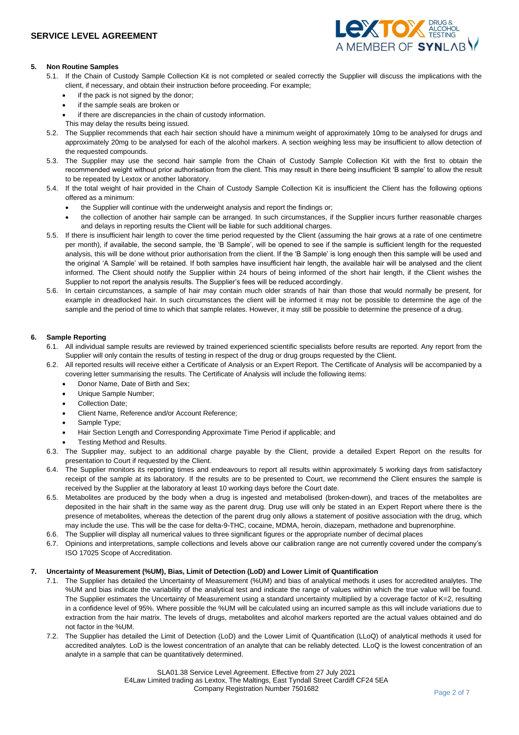## 5. Non Routine Samples

5.1. If the Chain of Custody Sample Collection Kit is not completed or sealed correctly the Supplier will discuss the implications with the client, if necessary, and obtain their instruction before proceeding. For example;

- if the pack is not signed by the donor;
- if the sample seals are broken or
- if there are discrepancies in the chain of custody information.

This may delay the results being issued.

5.2. The Supplier recommends that each hair section should have a minimum weight of approximately 10mg to be analysed for drugs and approximately 20mg to be analysed for each of the alcohol markers. A section weighing less may be insufficient to allow detection of the requested compounds.

5.3. The Supplier may use the second hair sample from the Chain of Custody Sample Collection Kit with the first to obtain the recommended weight without prior authorisation from the client. This may result in there being insufficient 'B sample' to allow the result to be repeated by Lextox or another laboratory.

5.4. If the total weight of hair provided in the Chain of Custody Sample Collection Kit is insufficient the Client has the following options offered as a minimum:

- the Supplier will continue with the underweight analysis and report the findings or;
- the collection of another hair sample can be arranged. In such circumstances, if the Supplier incurs further reasonable charges and delays in reporting results the Client will be liable for such additional charges.

5.5. If there is insufficient hair length to cover the time period requested by the Client (assuming the hair grows at a rate of one centimetre per month), if available, the second sample, the 'B Sample', will be opened to see if the sample is sufficient length for the requested analysis, this will be done without prior authorisation from the client. If the 'B Sample' is long enough then this sample will be used and the original 'A Sample' will be retained. If both samples have insufficient hair length, the available hair will be analysed and the client informed. The Client should notify the Supplier within 24 hours of being informed of the short hair length, if the Client wishes the Supplier to not report the analysis results. The Supplier's fees will be reduced accordingly.

5.6. In certain circumstances, a sample of hair may contain much older strands of hair than those that would normally be present, for example in dreadlocked hair. In such circumstances the client will be informed it may not be possible to determine the age of the sample and the period of time to which that sample relates. However, it may still be possible to determine the presence of a drug.

## 6. Sample Reporting

6.1. All individual sample results are reviewed by trained experienced scientific specialists before results are reported. Any report from the Supplier will only contain the results of testing in respect of the drug or drug groups requested by the Client.

6.2. All reported results will receive either a Certificate of Analysis or an Expert Report. The Certificate of Analysis will be accompanied by a covering letter summarising the results. The Certificate of Analysis will include the following items:

- Donor Name, Date of Birth and Sex;
- Unique Sample Number;
- Collection Date;
- Client Name, Reference and/or Account Reference;
- Sample Type;
- Hair Section Length and Corresponding Approximate Time Period if applicable; and
- Testing Method and Results.

6.3. The Supplier may, subject to an additional charge payable by the Client, provide a detailed Expert Report on the results for presentation to Court if requested by the Client.

6.4. The Supplier monitors its reporting times and endeavours to report all results within approximately 5 working days from satisfactory receipt of the sample at its laboratory. If the results are to be presented to Court, we recommend the Client ensures the sample is received by the Supplier at the laboratory at least 10 working days before the Court date.

6.5. Metabolites are produced by the body when a drug is ingested and metabolised (broken-down), and traces of the metabolites are deposited in the hair shaft in the same way as the parent drug. Drug use will only be stated in an Expert Report where there is the presence of metabolites, whereas the detection of the parent drug only allows a statement of positive association with the drug, which may include the use. This will be the case for delta-9-THC, cocaine, MDMA, heroin, diazepam, methadone and buprenorphine.

6.6. The Supplier will display all numerical values to three significant figures or the appropriate number of decimal places

6.7. Opinions and interpretations, sample collections and levels above our calibration range are not currently covered under the company's ISO 17025 Scope of Accreditation.

## 7. Uncertainty of Measurement (%UM), Bias, Limit of Detection (LoD) and Lower Limit of Quantification

7.1. The Supplier has detailed the Uncertainty of Measurement (%UM) and bias of analytical methods it uses for accredited analytes. The %UM and bias indicate the variability of the analytical test and indicate the range of values within which the true value will be found. The Supplier estimates the Uncertainty of Measurement using a standard uncertainty multiplied by a coverage factor of K=2, resulting in a confidence level of 95%. Where possible the %UM will be calculated using an incurred sample as this will include variations due to extraction from the hair matrix. The levels of drugs, metabolites and alcohol markers reported are the actual values obtained and do not factor in the %UM.

7.2. The Supplier has detailed the Limit of Detection (LoD) and the Lower Limit of Quantification (LLoQ) of analytical methods it used for accredited analytes. LoD is the lowest concentration of an analyte that can be reliably detected. LLoQ is the lowest concentration of an analyte in a sample that can be quantitatively determined.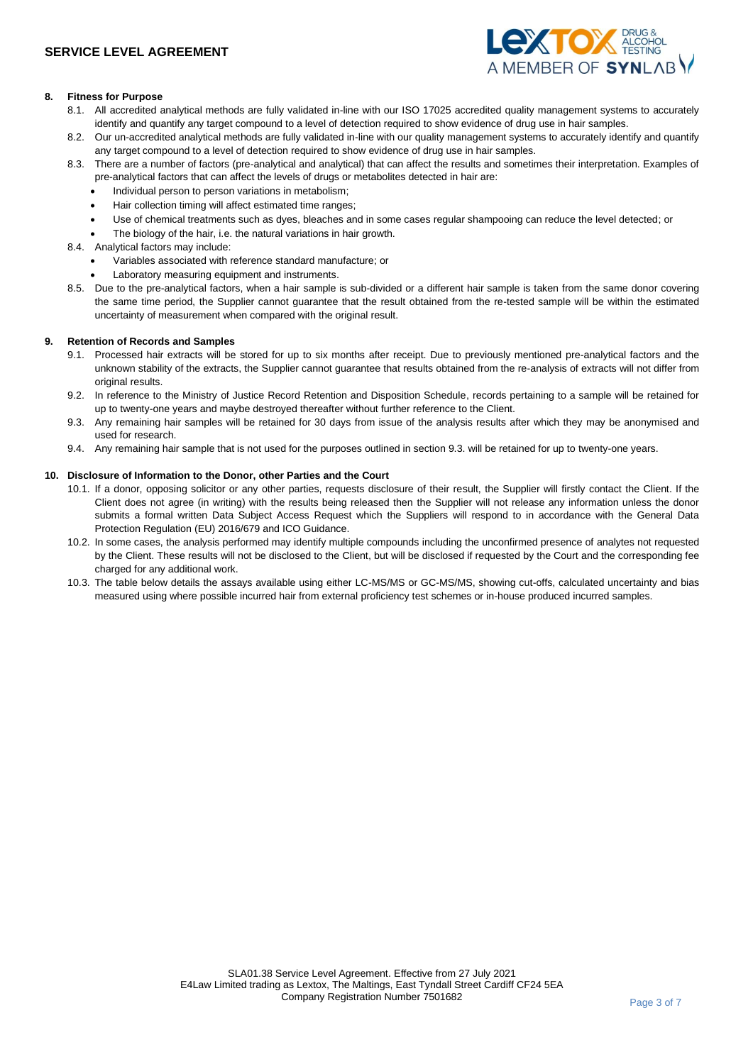## 8. Fitness for Purpose

8.1. All accredited analytical methods are fully validated in-line with our ISO 17025 accredited quality management systems to accurately identify and quantify any target compound to a level of detection required to show evidence of drug use in hair samples.

8.2. Our un-accredited analytical methods are fully validated in-line with our quality management systems to accurately identify and quantify any target compound to a level of detection required to show evidence of drug use in hair samples.

8.3. There are a number of factors (pre-analytical and analytical) that can affect the results and sometimes their interpretation. Examples of pre-analytical factors that can affect the levels of drugs or metabolites detected in hair are:

- Individual person to person variations in metabolism;
- Hair collection timing will affect estimated time ranges;
- Use of chemical treatments such as dyes, bleaches and in some cases regular shampooing can reduce the level detected; or
- The biology of the hair, i.e. the natural variations in hair growth.

8.4. Analytical factors may include:

- Variables associated with reference standard manufacture; or
- Laboratory measuring equipment and instruments.

8.5. Due to the pre-analytical factors, when a hair sample is sub-divided or a different hair sample is taken from the same donor covering the same time period, the Supplier cannot guarantee that the result obtained from the re-tested sample will be within the estimated uncertainty of measurement when compared with the original result.

## 9. Retention of Records and Samples

9.1. Processed hair extracts will be stored for up to six months after receipt. Due to previously mentioned pre-analytical factors and the unknown stability of the extracts, the Supplier cannot guarantee that results obtained from the re-analysis of extracts will not differ from original results.

9.2. In reference to the Ministry of Justice Record Retention and Disposition Schedule, records pertaining to a sample will be retained for up to twenty-one years and maybe destroyed thereafter without further reference to the Client.

9.3. Any remaining hair samples will be retained for 30 days from issue of the analysis results after which they may be anonymised and used for research.

9.4. Any remaining hair sample that is not used for the purposes outlined in section 9.3. will be retained for up to twenty-one years.

## 10. Disclosure of Information to the Donor, other Parties and the Court

10.1. If a donor, opposing solicitor or any other parties, requests disclosure of their result, the Supplier will firstly contact the Client. If the Client does not agree (in writing) with the results being released then the Supplier will not release any information unless the donor submits a formal written Data Subject Access Request which the Suppliers will respond to in accordance with the General Data Protection Regulation (EU) 2016/679 and ICO Guidance.

10.2. In some cases, the analysis performed may identify multiple compounds including the unconfirmed presence of analytes not requested by the Client. These results will not be disclosed to the Client, but will be disclosed if requested by the Court and the corresponding fee charged for any additional work.

10.3. The table below details the assays available using either LC-MS/MS or GC-MS/MS, showing cut-offs, calculated uncertainty and bias measured using where possible incurred hair from external proficiency test schemes or in-house produced incurred samples.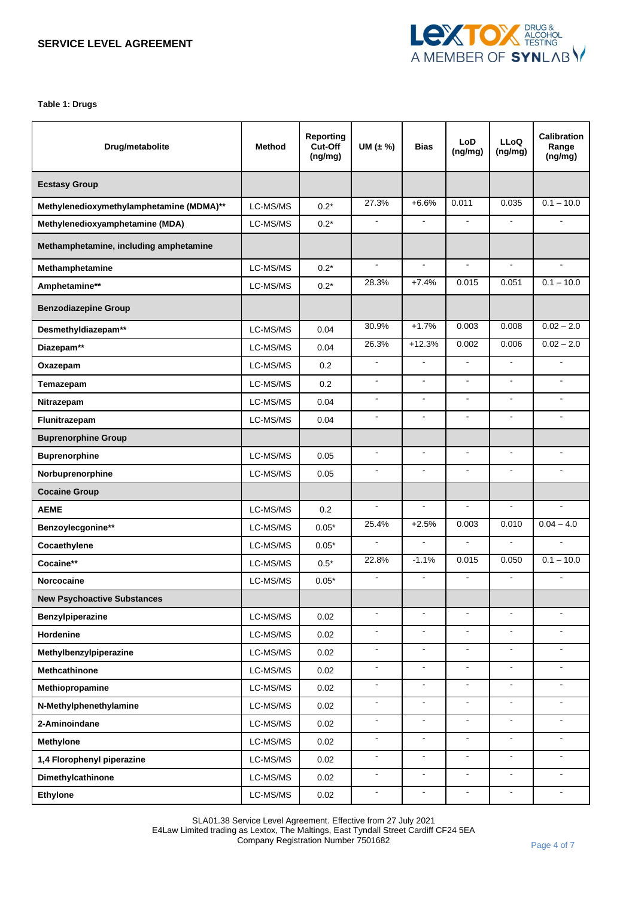**Table 1: Drugs**

| Drug/metabolite | Method | Reporting Cut-Off (ng/mg) | UM (± %) | Bias | LoD (ng/mg) | LLoQ (ng/mg) | Calibration Range (ng/mg) |
|---|---|---|---|---|---|---|---|
| **Ecstasy Group** | | | | | | | |
| **Methylenedioxymethylamphetamine (MDMA)\*\*** | LC-MS/MS | 0.2* | 27.3% | +6.6% | 0.011 | 0.035 | 0.1 – 10.0 |
| **Methylenedioxyamphetamine (MDA)** | LC-MS/MS | 0.2* | - | - | - | - | - |
| **Methamphetamine, including amphetamine** | | | | | | | |
| **Methamphetamine** | LC-MS/MS | 0.2* | - | - | - | - | - |
| **Amphetamine\*\*** | LC-MS/MS | 0.2* | 28.3% | +7.4% | 0.015 | 0.051 | 0.1 – 10.0 |
| **Benzodiazepine Group** | | | | | | | |
| **Desmethyldiazepam\*\*** | LC-MS/MS | 0.04 | 30.9% | +1.7% | 0.003 | 0.008 | 0.02 – 2.0 |
| **Diazepam\*\*** | LC-MS/MS | 0.04 | 26.3% | +12.3% | 0.002 | 0.006 | 0.02 – 2.0 |
| **Oxazepam** | LC-MS/MS | 0.2 | - | - | - | - | - |
| **Temazepam** | LC-MS/MS | 0.2 | - | - | - | - | - |
| **Nitrazepam** | LC-MS/MS | 0.04 | - | - | - | - | - |
| **Flunitrazepam** | LC-MS/MS | 0.04 | - | - | - | - | - |
| **Buprenorphine Group** | | | | | | | |
| **Buprenorphine** | LC-MS/MS | 0.05 | - | - | - | - | - |
| **Norbuprenorphine** | LC-MS/MS | 0.05 | - | - | - | - | - |
| **Cocaine Group** | | | | | | | |
| **AEME** | LC-MS/MS | 0.2 | - | - | - | - | - |
| **Benzoylecgonine\*\*** | LC-MS/MS | 0.05* | 25.4% | +2.5% | 0.003 | 0.010 | 0.04 – 4.0 |
| **Cocaethylene** | LC-MS/MS | 0.05* | - | - | - | - | - |
| **Cocaine\*\*** | LC-MS/MS | 0.5* | 22.8% | -1.1% | 0.015 | 0.050 | 0.1 – 10.0 |
| **Norcocaine** | LC-MS/MS | 0.05* | - | - | - | - | - |
| **New Psychoactive Substances** | | | | | | | |
| **Benzylpiperazine** | LC-MS/MS | 0.02 | - | - | - | - | - |
| **Hordenine** | LC-MS/MS | 0.02 | - | - | - | - | - |
| **Methylbenzylpiperazine** | LC-MS/MS | 0.02 | - | - | - | - | - |
| **Methcathinone** | LC-MS/MS | 0.02 | - | - | - | - | - |
| **Methiopropamine** | LC-MS/MS | 0.02 | - | - | - | - | - |
| **N-Methylphenethylamine** | LC-MS/MS | 0.02 | - | - | - | - | - |
| **2-Aminoindane** | LC-MS/MS | 0.02 | - | - | - | - | - |
| **Methylone** | LC-MS/MS | 0.02 | - | - | - | - | - |
| **1,4 Florophenyl piperazine** | LC-MS/MS | 0.02 | - | - | - | - | - |
| **Dimethylcathinone** | LC-MS/MS | 0.02 | - | - | - | - | - |
| **Ethylone** | LC-MS/MS | 0.02 | - | - | - | - | - |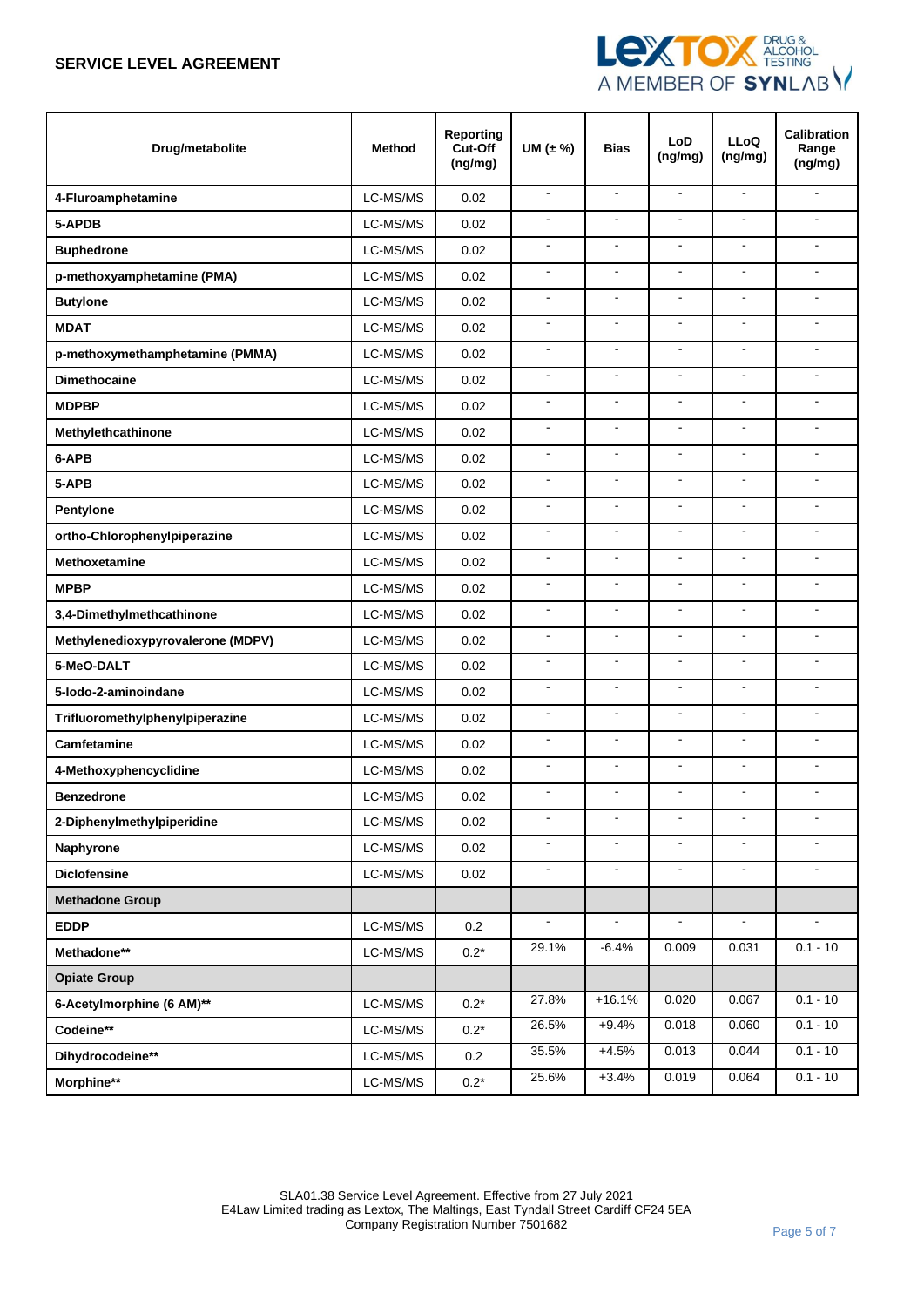**SERVICE LEVEL AGREEMENT**

| Drug/metabolite | Method | Reporting Cut-Off (ng/mg) | UM (± %) | Bias | LoD (ng/mg) | LLoQ (ng/mg) | Calibration Range (ng/mg) |
|---|---|---|---|---|---|---|---|
| **4-Fluroamphetamine** | LC-MS/MS | 0.02 | - | - | - | - | - |
| **5-APDB** | LC-MS/MS | 0.02 | - | - | - | - | - |
| **Buphedrone** | LC-MS/MS | 0.02 | - | - | - | - | - |
| **p-methoxyamphetamine (PMA)** | LC-MS/MS | 0.02 | - | - | - | - | - |
| **Butylone** | LC-MS/MS | 0.02 | - | - | - | - | - |
| **MDAT** | LC-MS/MS | 0.02 | - | - | - | - | - |
| **p-methoxymethamphetamine (PMMA)** | LC-MS/MS | 0.02 | - | - | - | - | - |
| **Dimethocaine** | LC-MS/MS | 0.02 | - | - | - | - | - |
| **MDPBP** | LC-MS/MS | 0.02 | - | - | - | - | - |
| **Methylethcathinone** | LC-MS/MS | 0.02 | - | - | - | - | - |
| **6-APB** | LC-MS/MS | 0.02 | - | - | - | - | - |
| **5-APB** | LC-MS/MS | 0.02 | - | - | - | - | - |
| **Pentylone** | LC-MS/MS | 0.02 | - | - | - | - | - |
| **ortho-Chlorophenylpiperazine** | LC-MS/MS | 0.02 | - | - | - | - | - |
| **Methoxetamine** | LC-MS/MS | 0.02 | - | - | - | - | - |
| **MPBP** | LC-MS/MS | 0.02 | - | - | - | - | - |
| **3,4-Dimethylmethcathinone** | LC-MS/MS | 0.02 | - | - | - | - | - |
| **Methylenedioxypyrovalerone (MDPV)** | LC-MS/MS | 0.02 | - | - | - | - | - |
| **5-MeO-DALT** | LC-MS/MS | 0.02 | - | - | - | - | - |
| **5-Iodo-2-aminoindane** | LC-MS/MS | 0.02 | - | - | - | - | - |
| **Trifluoromethylphenylpiperazine** | LC-MS/MS | 0.02 | - | - | - | - | - |
| **Camfetamine** | LC-MS/MS | 0.02 | - | - | - | - | - |
| **4-Methoxyphencyclidine** | LC-MS/MS | 0.02 | - | - | - | - | - |
| **Benzedrone** | LC-MS/MS | 0.02 | - | - | - | - | - |
| **2-Diphenylmethylpiperidine** | LC-MS/MS | 0.02 | - | - | - | - | - |
| **Naphyrone** | LC-MS/MS | 0.02 | - | - | - | - | - |
| **Diclofensine** | LC-MS/MS | 0.02 | - | - | - | - | - |
| **Methadone Group** | | | | | | | |
| **EDDP** | LC-MS/MS | 0.2 | - | - | - | - | - |
| **Methadone**** | LC-MS/MS | 0.2* | 29.1% | -6.4% | 0.009 | 0.031 | 0.1 - 10 |
| **Opiate Group** | | | | | | | |
| **6-Acetylmorphine (6 AM)**** | LC-MS/MS | 0.2* | 27.8% | +16.1% | 0.020 | 0.067 | 0.1 - 10 |
| **Codeine**** | LC-MS/MS | 0.2* | 26.5% | +9.4% | 0.018 | 0.060 | 0.1 - 10 |
| **Dihydrocodeine**** | LC-MS/MS | 0.2 | 35.5% | +4.5% | 0.013 | 0.044 | 0.1 - 10 |
| **Morphine**** | LC-MS/MS | 0.2* | 25.6% | +3.4% | 0.019 | 0.064 | 0.1 - 10 |

SLA01.38 Service Level Agreement. Effective from 27 July 2021
E4Law Limited trading as Lextox, The Maltings, East Tyndall Street Cardiff CF24 5EA
Company Registration Number 7501682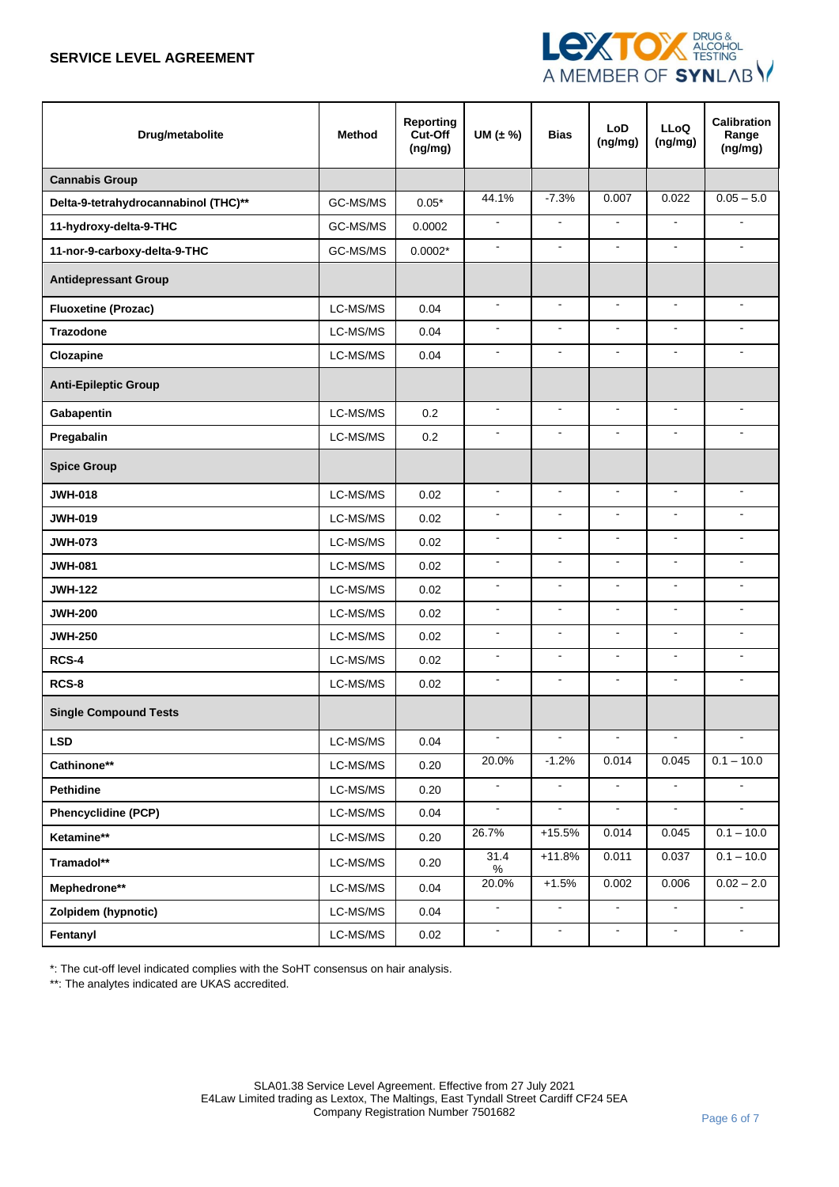## SERVICE LEVEL AGREEMENT

| Drug/metabolite | Method | Reporting Cut-Off (ng/mg) | UM (± %) | Bias | LoD (ng/mg) | LLoQ (ng/mg) | Calibration Range (ng/mg) |
|---|---|---|---|---|---|---|---|
| **Cannabis Group** | | | | | | | |
| **Delta-9-tetrahydrocannabinol (THC)**** | GC-MS/MS | 0.05* | 44.1% | -7.3% | 0.007 | 0.022 | 0.05 – 5.0 |
| **11-hydroxy-delta-9-THC** | GC-MS/MS | 0.0002 | - | - | - | - | - |
| **11-nor-9-carboxy-delta-9-THC** | GC-MS/MS | 0.0002* | - | - | - | - | - |
| **Antidepressant Group** | | | | | | | |
| **Fluoxetine (Prozac)** | LC-MS/MS | 0.04 | - | - | - | - | - |
| **Trazodone** | LC-MS/MS | 0.04 | - | - | - | - | - |
| **Clozapine** | LC-MS/MS | 0.04 | - | - | - | - | - |
| **Anti-Epileptic Group** | | | | | | | |
| **Gabapentin** | LC-MS/MS | 0.2 | - | - | - | - | - |
| **Pregabalin** | LC-MS/MS | 0.2 | - | - | - | - | - |
| **Spice Group** | | | | | | | |
| **JWH-018** | LC-MS/MS | 0.02 | - | - | - | - | - |
| **JWH-019** | LC-MS/MS | 0.02 | - | - | - | - | - |
| **JWH-073** | LC-MS/MS | 0.02 | - | - | - | - | - |
| **JWH-081** | LC-MS/MS | 0.02 | - | - | - | - | - |
| **JWH-122** | LC-MS/MS | 0.02 | - | - | - | - | - |
| **JWH-200** | LC-MS/MS | 0.02 | - | - | - | - | - |
| **JWH-250** | LC-MS/MS | 0.02 | - | - | - | - | - |
| **RCS-4** | LC-MS/MS | 0.02 | - | - | - | - | - |
| **RCS-8** | LC-MS/MS | 0.02 | - | - | - | - | - |
| **Single Compound Tests** | | | | | | | |
| **LSD** | LC-MS/MS | 0.04 | - | - | - | - | - |
| **Cathinone**** | LC-MS/MS | 0.20 | 20.0% | -1.2% | 0.014 | 0.045 | 0.1 – 10.0 |
| **Pethidine** | LC-MS/MS | 0.20 | - | - | - | - | - |
| **Phencyclidine (PCP)** | LC-MS/MS | 0.04 | - | - | - | - | - |
| **Ketamine**** | LC-MS/MS | 0.20 | 26.7% | +15.5% | 0.014 | 0.045 | 0.1 – 10.0 |
| **Tramadol**** | LC-MS/MS | 0.20 | 31.4 % | +11.8% | 0.011 | 0.037 | 0.1 – 10.0 |
| **Mephedrone**** | LC-MS/MS | 0.04 | 20.0% | +1.5% | 0.002 | 0.006 | 0.02 – 2.0 |
| **Zolpidem (hypnotic)** | LC-MS/MS | 0.04 | - | - | - | - | - |
| **Fentanyl** | LC-MS/MS | 0.02 | - | - | - | - | - |

*: The cut-off level indicated complies with the SoHT consensus on hair analysis.

**: The analytes indicated are UKAS accredited.

SLA01.38 Service Level Agreement. Effective from 27 July 2021
E4Law Limited trading as Lextox, The Maltings, East Tyndall Street Cardiff CF24 5EA
Company Registration Number 7501682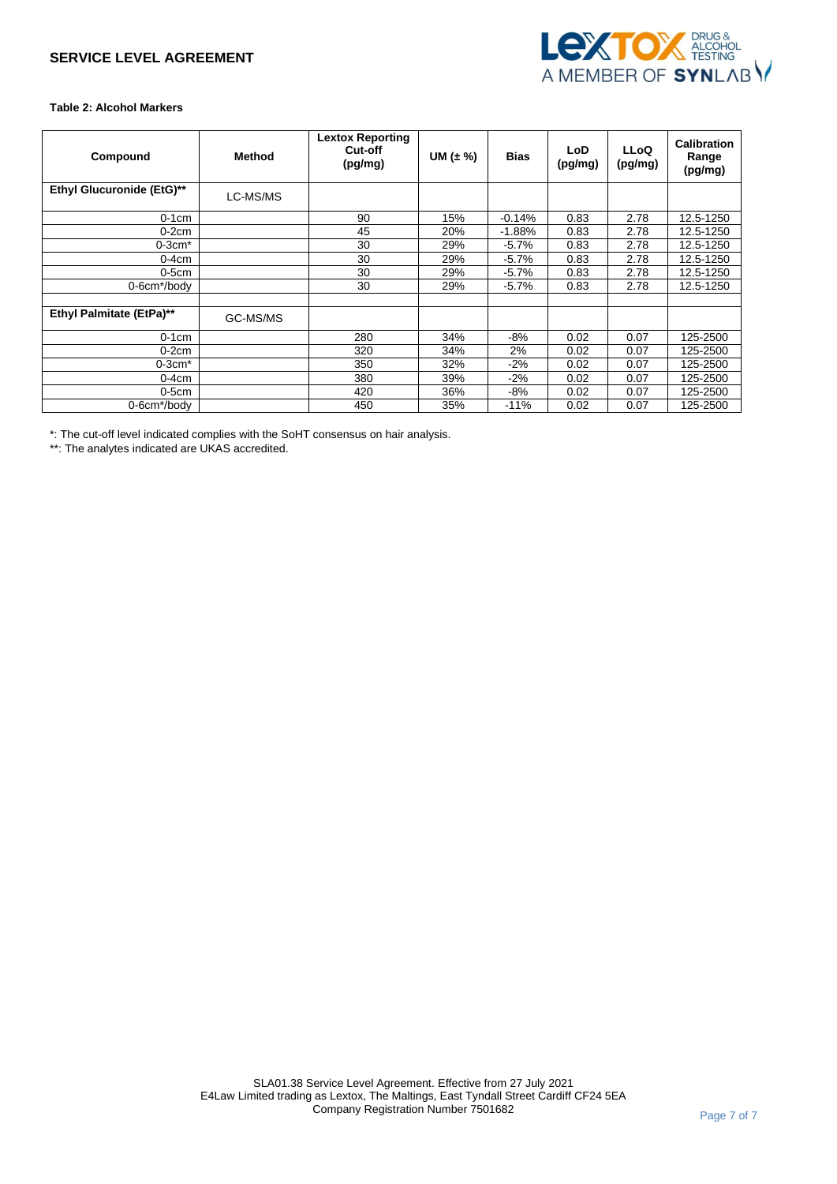**Table 2: Alcohol Markers**

| Compound | Method | Lextox Reporting Cut-off (pg/mg) | UM (± %) | Bias | LoD (pg/mg) | LLoQ (pg/mg) | Calibration Range (pg/mg) |
|---|---|---|---|---|---|---|---|
| **Ethyl Glucuronide (EtG)** ** | LC-MS/MS | | | | | | |
| 0-1cm | | 90 | 15% | -0.14% | 0.83 | 2.78 | 12.5-1250 |
| 0-2cm | | 45 | 20% | -1.88% | 0.83 | 2.78 | 12.5-1250 |
| 0-3cm* | | 30 | 29% | -5.7% | 0.83 | 2.78 | 12.5-1250 |
| 0-4cm | | 30 | 29% | -5.7% | 0.83 | 2.78 | 12.5-1250 |
| 0-5cm | | 30 | 29% | -5.7% | 0.83 | 2.78 | 12.5-1250 |
| 0-6cm*/body | | 30 | 29% | -5.7% | 0.83 | 2.78 | 12.5-1250 |
| | | | | | | | |
| **Ethyl Palmitate (EtPa)** ** | GC-MS/MS | | | | | | |
| 0-1cm | | 280 | 34% | -8% | 0.02 | 0.07 | 125-2500 |
| 0-2cm | | 320 | 34% | 2% | 0.02 | 0.07 | 125-2500 |
| 0-3cm* | | 350 | 32% | -2% | 0.02 | 0.07 | 125-2500 |
| 0-4cm | | 380 | 39% | -2% | 0.02 | 0.07 | 125-2500 |
| 0-5cm | | 420 | 36% | -8% | 0.02 | 0.07 | 125-2500 |
| 0-6cm*/body | | 450 | 35% | -11% | 0.02 | 0.07 | 125-2500 |

*: The cut-off level indicated complies with the SoHT consensus on hair analysis.

**: The analytes indicated are UKAS accredited.